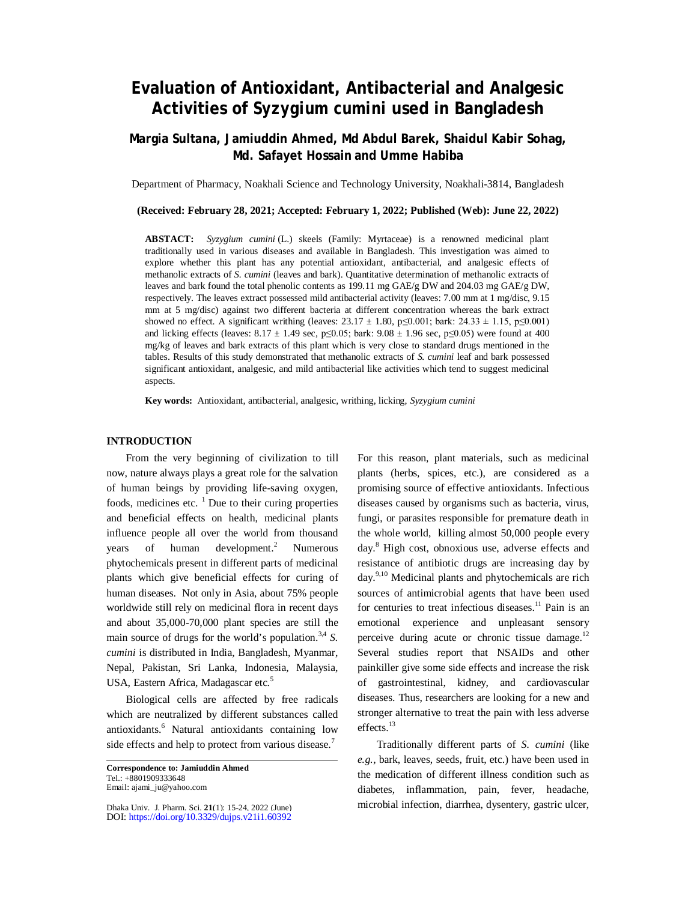# Evaluation of Antioxidant, Antibacterial and Analgesic Activities of Syzygium cumini used in Bangladesh

**Margia Sultana, Jamiuddin Ahmed, Md Abdul Barek, Shaidul Kabir Sohag, Md. Safayet Hossain and Umme Habiba**

Department of Pharmacy, Noakhali Science and Technology University, Noakhali-3814, Bangladesh

**(Received: February 28, 2021; Accepted: February 1, 2022; Published (Web): June 22, 2022)**

**ABSTACT:** *Syzygium cumini* (L.) skeels (Family: Myrtaceae) is a renowned medicinal plant traditionally used in various diseases and available in Bangladesh. This investigation was aimed to explore whether this plant has any potential antioxidant, antibacterial, and analgesic effects of methanolic extracts of *S. cumini* (leaves and bark). Quantitative determination of methanolic extracts of leaves and bark found the total phenolic contents as 199.11 mg GAE/g DW and 204.03 mg GAE/g DW, respectively. The leaves extract possessed mild antibacterial activity (leaves: 7.00 mm at 1 mg/disc, 9.15 mm at 5 mg/disc) against two different bacteria at different concentration whereas the bark extract showed no effect. A significant writhing (leaves: $23.17 \pm 1.80$, $p \leq 0.001$; bark: $24.33 \pm 1.15$, $p \leq 0.001$) and licking effects (leaves: $8.17 \pm 1.49$ sec, $p \leq 0.05$; bark: $9.08 \pm 1.96$ sec, $p \leq 0.05$) were found at 400 mg/kg of leaves and bark extracts of this plant which is very close to standard drugs mentioned in the tables. Results of this study demonstrated that methanolic extracts of *S. cumini* leaf and bark possessed significant antioxidant, analgesic, and mild antibacterial like activities which tend to suggest medicinal aspects.

**Key words:** Antioxidant, antibacterial, analgesic, writhing, licking, *Syzygium cumini*

## INTRODUCTION

From the very beginning of civilization to till now, nature always plays a great role for the salvation of human beings by providing life-saving oxygen, foods, medicines etc. [1] Due to their curing properties and beneficial effects on health, medicinal plants influence people all over the world from thousand years of human development.[2] Numerous phytochemicals present in different parts of medicinal plants which give beneficial effects for curing of human diseases. Not only in Asia, about 75% people worldwide still rely on medicinal flora in recent days and about 35,000-70,000 plant species are still the main source of drugs for the world's population.[3,4] *S. cumini* is distributed in India, Bangladesh, Myanmar, Nepal, Pakistan, Sri Lanka, Indonesia, Malaysia, USA, Eastern Africa, Madagascar etc.[5]

Biological cells are affected by free radicals which are neutralized by different substances called antioxidants.[6] Natural antioxidants containing low side effects and help to protect from various disease.[7] For this reason, plant materials, such as medicinal plants (herbs, spices, etc.), are considered as a promising source of effective antioxidants. Infectious diseases caused by organisms such as bacteria, virus, fungi, or parasites responsible for premature death in the whole world, killing almost 50,000 people every day.[8] High cost, obnoxious use, adverse effects and resistance of antibiotic drugs are increasing day by day.[9,10] Medicinal plants and phytochemicals are rich sources of antimicrobial agents that have been used for centuries to treat infectious diseases.[11] Pain is an emotional experience and unpleasant sensory perceive during acute or chronic tissue damage.[12] Several studies report that NSAIDs and other painkiller give some side effects and increase the risk of gastrointestinal, kidney, and cardiovascular diseases. Thus, researchers are looking for a new and stronger alternative to treat the pain with less adverse effects.[13]

Traditionally different parts of *S. cumini* (like *e.g.*, bark, leaves, seeds, fruit, etc.) have been used in the medication of different illness condition such as diabetes, inflammation, pain, fever, headache, microbial infection, diarrhea, dysentery, gastric ulcer,

**Correspondence to: Jamiuddin Ahmed**
Tel.: +8801909333648
Email: ajami_ju@yahoo.com

DOI: https://doi.org/10.3329/dujps.v21i1.60392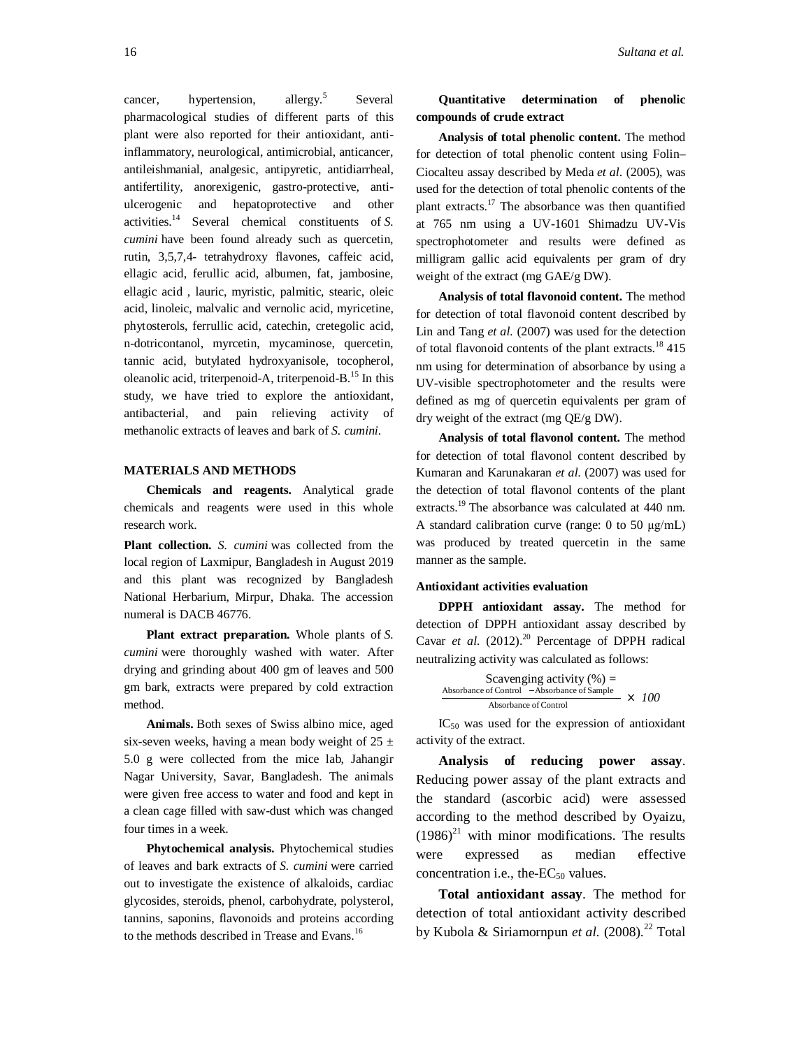cancer, hypertension, allergy.[5] Several pharmacological studies of different parts of this plant were also reported for their antioxidant, anti-inflammatory, neurological, antimicrobial, anticancer, antileishmanial, analgesic, antipyretic, antidiarrheal, antifertility, anorexigenic, gastro-protective, anti-ulcerogenic and hepatoprotective and other activities.[14] Several chemical constituents of *S. cumini* have been found already such as quercetin, rutin, 3,5,7,4- tetrahydroxy flavones, caffeic acid, ellagic acid, ferullic acid, albumen, fat, jambosine, ellagic acid , lauric, myristic, palmitic, stearic, oleic acid, linoleic, malvalic and vernolic acid, myricetine, phytosterols, ferrullic acid, catechin, cretegolic acid, n-dotricontanol, myrcetin, mycaminose, quercetin, tannic acid, butylated hydroxyanisole, tocopherol, oleanolic acid, triterpenoid-A, triterpenoid-B.[15] In this study, we have tried to explore the antioxidant, antibacterial, and pain relieving activity of methanolic extracts of leaves and bark of *S. cumini*.

## MATERIALS AND METHODS

**Chemicals and reagents.** Analytical grade chemicals and reagents were used in this whole research work.

**Plant collection.** *S. cumini* was collected from the local region of Laxmipur, Bangladesh in August 2019 and this plant was recognized by Bangladesh National Herbarium, Mirpur, Dhaka. The accession numeral is DACB 46776.

**Plant extract preparation.** Whole plants of *S. cumini* were thoroughly washed with water. After drying and grinding about 400 gm of leaves and 500 gm bark, extracts were prepared by cold extraction method.

**Animals.** Both sexes of Swiss albino mice, aged six-seven weeks, having a mean body weight of $25 \pm 5.0$ g were collected from the mice lab, Jahangir Nagar University, Savar, Bangladesh. The animals were given free access to water and food and kept in a clean cage filled with saw-dust which was changed four times in a week.

**Phytochemical analysis.** Phytochemical studies of leaves and bark extracts of *S. cumini* were carried out to investigate the existence of alkaloids, cardiac glycosides, steroids, phenol, carbohydrate, polysterol, tannins, saponins, flavonoids and proteins according to the methods described in Trease and Evans.[16]

**Quantitative determination of phenolic compounds of crude extract**

**Analysis of total phenolic content.** The method for detection of total phenolic content using Folin–Ciocalteu assay described by Meda *et al.* (2005), was used for the detection of total phenolic contents of the plant extracts.[17] The absorbance was then quantified at 765 nm using a UV-1601 Shimadzu UV-Vis spectrophotometer and results were defined as milligram gallic acid equivalents per gram of dry weight of the extract (mg GAE/g DW).

**Analysis of total flavonoid content.** The method for detection of total flavonoid content described by Lin and Tang *et al.* (2007) was used for the detection of total flavonoid contents of the plant extracts.[18] 415 nm using for determination of absorbance by using a UV-visible spectrophotometer and the results were defined as mg of quercetin equivalents per gram of dry weight of the extract (mg QE/g DW).

**Analysis of total flavonol content.** The method for detection of total flavonol content described by Kumaran and Karunakaran *et al.* (2007) was used for the detection of total flavonol contents of the plant extracts.[19] The absorbance was calculated at 440 nm. A standard calibration curve (range: 0 to 50 μg/mL) was produced by treated quercetin in the same manner as the sample.

**Antioxidant activities evaluation**

**DPPH antioxidant assay.** The method for detection of DPPH antioxidant assay described by Cavar *et al.* (2012).[20] Percentage of DPPH radical neutralizing activity was calculated as follows:

$$\text{Scavenging activity (\%)} = \frac{\text{Absorbance of Control} - \text{Absorbance of Sample}}{\text{Absorbance of Control}} \times 100$$

$IC_{50}$ was used for the expression of antioxidant activity of the extract.

**Analysis of reducing power assay**. Reducing power assay of the plant extracts and the standard (ascorbic acid) were assessed according to the method described by Oyaizu, (1986)[21] with minor modifications. The results were expressed as median effective concentration i.e., the-$EC_{50}$ values.

**Total antioxidant assay**. The method for detection of total antioxidant activity described by Kubola & Siriamornpun *et al.* (2008).[22] Total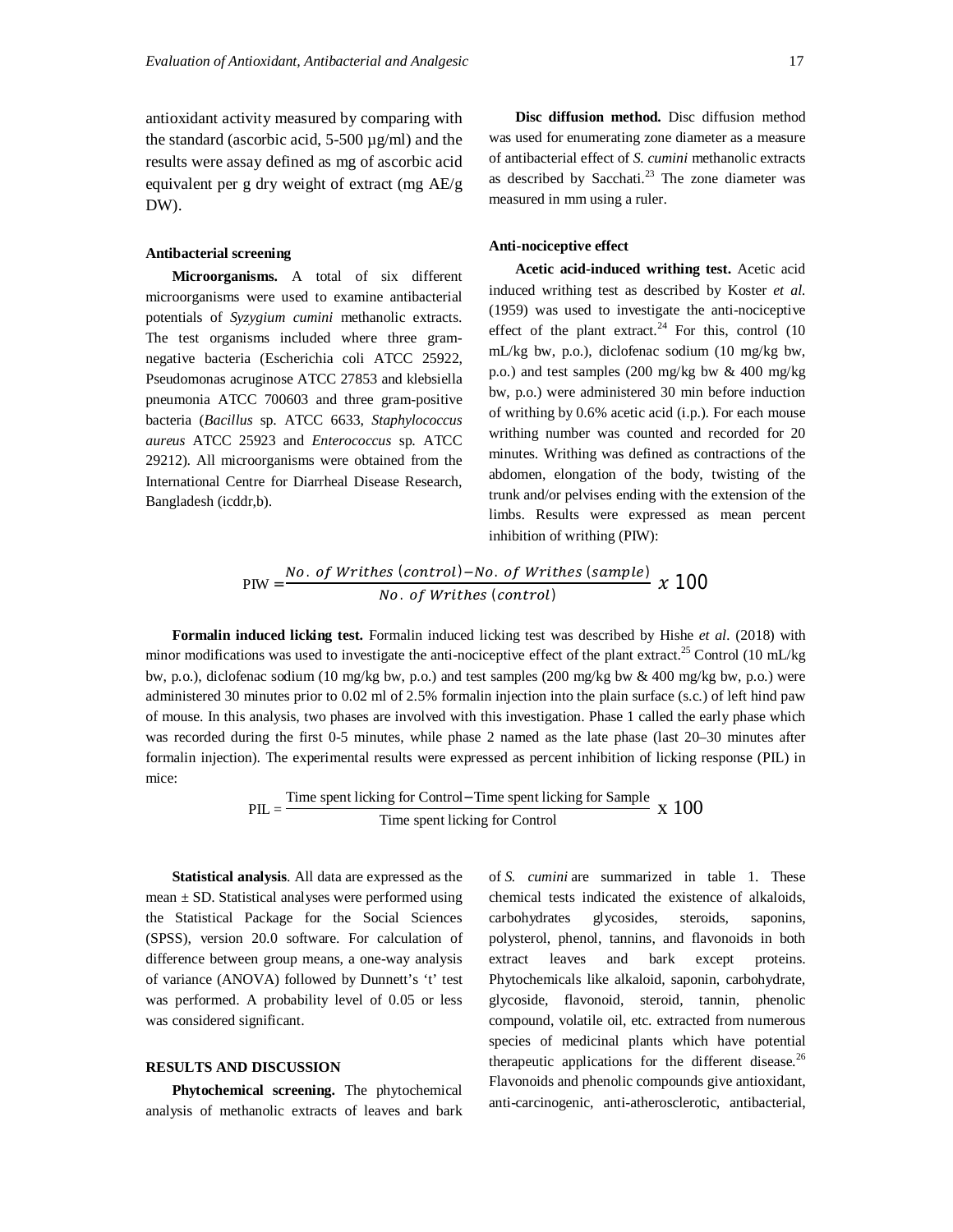antioxidant activity measured by comparing with the standard (ascorbic acid, 5-500 µg/ml) and the results were assay defined as mg of ascorbic acid equivalent per g dry weight of extract (mg AE/g DW).

#### Antibacterial screening

**Microorganisms.** A total of six different microorganisms were used to examine antibacterial potentials of *Syzygium cumini* methanolic extracts. The test organisms included where three gram-negative bacteria (Escherichia coli ATCC 25922, Pseudomonas acruginose ATCC 27853 and klebsiella pneumonia ATCC 700603 and three gram-positive bacteria (*Bacillus* sp. ATCC 6633, *Staphylococcus aureus* ATCC 25923 and *Enterococcus* sp. ATCC 29212). All microorganisms were obtained from the International Centre for Diarrheal Disease Research, Bangladesh (icddr,b).

**Disc diffusion method.** Disc diffusion method was used for enumerating zone diameter as a measure of antibacterial effect of *S. cumini* methanolic extracts as described by Sacchati.[23] The zone diameter was measured in mm using a ruler.

#### Anti-nociceptive effect

**Acetic acid-induced writhing test.** Acetic acid induced writhing test as described by Koster *et al.* (1959) was used to investigate the anti-nociceptive effect of the plant extract.[24] For this, control (10 mL/kg bw, p.o.), diclofenac sodium (10 mg/kg bw, p.o.) and test samples (200 mg/kg bw & 400 mg/kg bw, p.o.) were administered 30 min before induction of writhing by 0.6% acetic acid (i.p.). For each mouse writhing number was counted and recorded for 20 minutes. Writhing was defined as contractions of the abdomen, elongation of the body, twisting of the trunk and/or pelvises ending with the extension of the limbs. Results were expressed as mean percent inhibition of writhing (PIW):

$$\text{PIW} = \frac{No.\ of\ Writhes\ (control) - No.\ of\ Writhes\ (sample)}{No.\ of\ Writhes\ (control)}\ x\ 100$$

**Formalin induced licking test.** Formalin induced licking test was described by Hishe *et al*. (2018) with minor modifications was used to investigate the anti-nociceptive effect of the plant extract.[25] Control (10 mL/kg bw, p.o.), diclofenac sodium (10 mg/kg bw, p.o.) and test samples (200 mg/kg bw & 400 mg/kg bw, p.o.) were administered 30 minutes prior to 0.02 ml of 2.5% formalin injection into the plain surface (s.c.) of left hind paw of mouse. In this analysis, two phases are involved with this investigation. Phase 1 called the early phase which was recorded during the first 0-5 minutes, while phase 2 named as the late phase (last 20–30 minutes after formalin injection). The experimental results were expressed as percent inhibition of licking response (PIL) in mice:

$$\text{PIL} = \frac{\text{Time spent licking for Control} - \text{Time spent licking for Sample}}{\text{Time spent licking for Control}}\ \text{x}\ 100$$

**Statistical analysis**. All data are expressed as the mean ± SD. Statistical analyses were performed using the Statistical Package for the Social Sciences (SPSS), version 20.0 software. For calculation of difference between group means, a one-way analysis of variance (ANOVA) followed by Dunnett's 't' test was performed. A probability level of 0.05 or less was considered significant.

## RESULTS AND DISCUSSION

**Phytochemical screening.** The phytochemical analysis of methanolic extracts of leaves and bark of *S. cumini* are summarized in table 1. These chemical tests indicated the existence of alkaloids, carbohydrates glycosides, steroids, saponins, polysterol, phenol, tannins, and flavonoids in both extract leaves and bark except proteins. Phytochemicals like alkaloid, saponin, carbohydrate, glycoside, flavonoid, steroid, tannin, phenolic compound, volatile oil, etc. extracted from numerous species of medicinal plants which have potential therapeutic applications for the different disease.[26] Flavonoids and phenolic compounds give antioxidant, anti-carcinogenic, anti-atherosclerotic, antibacterial,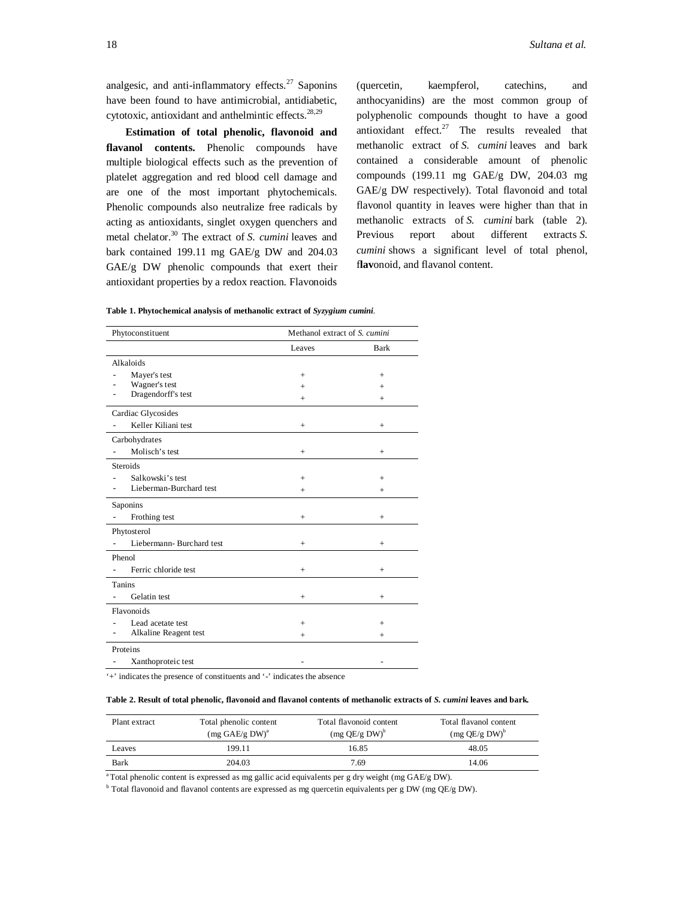analgesic, and anti-inflammatory effects.[27] Saponins have been found to have antimicrobial, antidiabetic, cytotoxic, antioxidant and anthelmintic effects.[28,29]

**Estimation of total phenolic, flavonoid and flavanol contents.** Phenolic compounds have multiple biological effects such as the prevention of platelet aggregation and red blood cell damage and are one of the most important phytochemicals. Phenolic compounds also neutralize free radicals by acting as antioxidants, singlet oxygen quenchers and metal chelator.[30] The extract of *S. cumini* leaves and bark contained 199.11 mg GAE/g DW and 204.03 GAE/g DW phenolic compounds that exert their antioxidant properties by a redox reaction. Flavonoids (quercetin, kaempferol, catechins, and anthocyanidins) are the most common group of polyphenolic compounds thought to have a good antioxidant effect.[27] The results revealed that methanolic extract of *S. cumini* leaves and bark contained a considerable amount of phenolic compounds (199.11 mg GAE/g DW, 204.03 mg GAE/g DW respectively). Total flavonoid and total flavonol quantity in leaves were higher than that in methanolic extracts of *S. cumini* bark (table 2). Previous report about different extracts *S. cumini* shows a significant level of total phenol, fl**av**onoid, and flavanol content.

**Table 1. Phytochemical analysis of methanolic extract of *Syzygium cumini*.**

| Phytoconstituent | Methanol extract of *S. cumini* | |
|---|---|---|
| | Leaves | Bark |
| Alkaloids | | |
| - Mayer's test | + | + |
| - Wagner's test | + | + |
| - Dragendorff's test | + | + |
| Cardiac Glycosides | | |
| - Keller Kiliani test | + | + |
| Carbohydrates | | |
| - Molisch's test | + | + |
| Steroids | | |
| - Salkowski's test | + | + |
| - Lieberman-Burchard test | + | + |
| Saponins | | |
| - Frothing test | + | + |
| Phytosterol | | |
| - Liebermann- Burchard test | + | + |
| Phenol | | |
| - Ferric chloride test | + | + |
| Tanins | | |
| - Gelatin test | + | + |
| Flavonoids | | |
| - Lead acetate test | + | + |
| - Alkaline Reagent test | + | + |
| Proteins | | |
| - Xanthoproteic test | - | - |

'+' indicates the presence of constituents and '-' indicates the absence

**Table 2. Result of total phenolic, flavonoid and flavanol contents of methanolic extracts of *S. cumini* leaves and bark.**

| Plant extract | Total phenolic content (mg GAE/g DW)[a] | Total flavonoid content (mg QE/g DW)[b] | Total flavanol content (mg QE/g DW)[b] |
|---|---|---|---|
| Leaves | 199.11 | 16.85 | 48.05 |
| Bark | 204.03 | 7.69 | 14.06 |

[a] Total phenolic content is expressed as mg gallic acid equivalents per g dry weight (mg GAE/g DW).

[b] Total flavonoid and flavanol contents are expressed as mg quercetin equivalents per g DW (mg QE/g DW).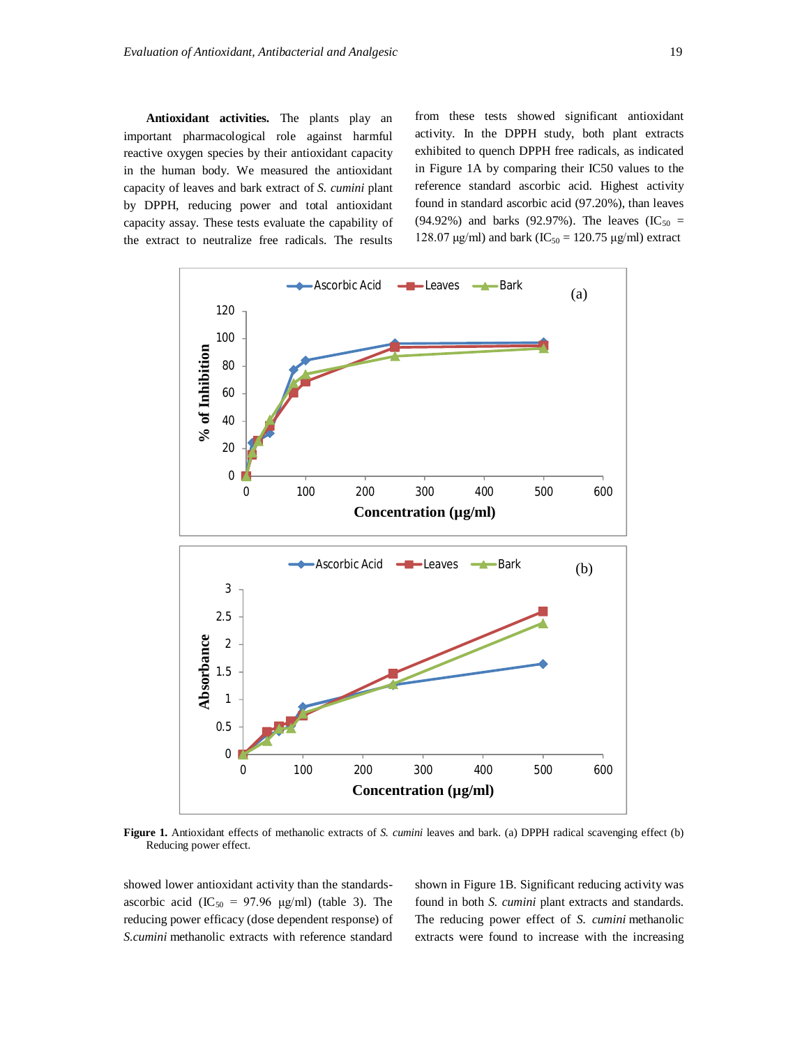**Antioxidant activities.** The plants play an important pharmacological role against harmful reactive oxygen species by their antioxidant capacity in the human body. We measured the antioxidant capacity of leaves and bark extract of *S. cumini* plant by DPPH, reducing power and total antioxidant capacity assay. These tests evaluate the capability of the extract to neutralize free radicals. The results from these tests showed significant antioxidant activity. In the DPPH study, both plant extracts exhibited to quench DPPH free radicals, as indicated in Figure 1A by comparing their IC50 values to the reference standard ascorbic acid. Highest activity found in standard ascorbic acid (97.20%), than leaves (94.92%) and barks (92.97%). The leaves ($IC_{50}$ = 128.07 μg/ml) and bark ($IC_{50}$ = 120.75 μg/ml) extract showed lower antioxidant activity than the standards-ascorbic acid ($IC_{50}$ = 97.96 μg/ml) (table 3). The reducing power efficacy (dose dependent response) of *S.cumini* methanolic extracts with reference standard shown in Figure 1B. Significant reducing activity was found in both *S. cumini* plant extracts and standards. The reducing power effect of *S. cumini* methanolic extracts were found to increase with the increasing

**Figure 1.** Antioxidant effects of methanolic extracts of *S. cumini* leaves and bark. (a) DPPH radical scavenging effect (b) Reducing power effect.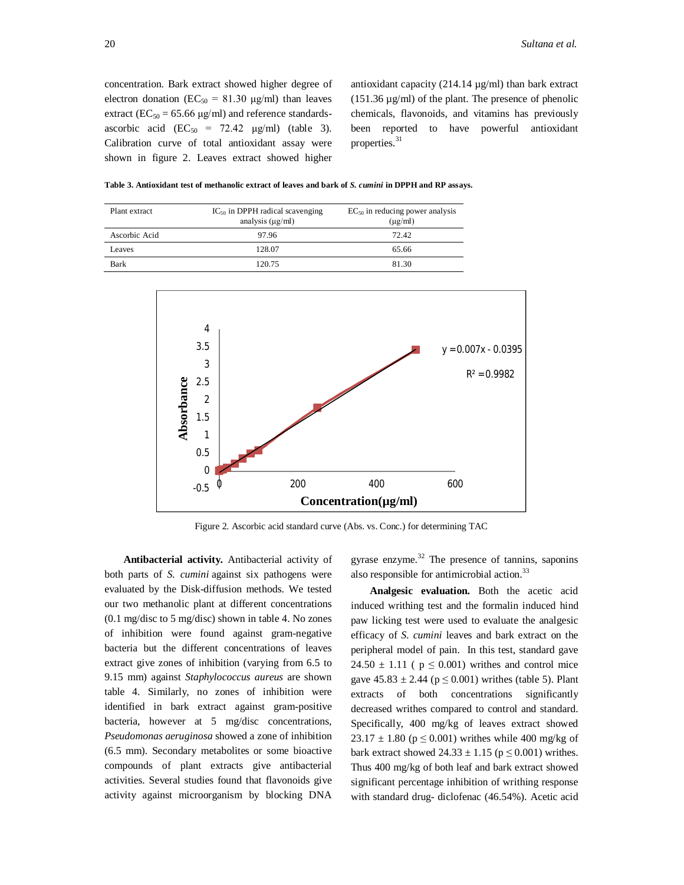concentration. Bark extract showed higher degree of electron donation ($EC_{50}$ = 81.30 µg/ml) than leaves extract ($EC_{50}$ = 65.66 µg/ml) and reference standards-ascorbic acid ($EC_{50}$ = 72.42 µg/ml) (table 3). Calibration curve of total antioxidant assay were shown in figure 2. Leaves extract showed higher antioxidant capacity (214.14 µg/ml) than bark extract (151.36 µg/ml) of the plant. The presence of phenolic chemicals, flavonoids, and vitamins has previously been reported to have powerful antioxidant properties.[31]

**Table 3. Antioxidant test of methanolic extract of leaves and bark of *S. cumini* in DPPH and RP assays.**

| Plant extract | $IC_{50}$ in DPPH radical scavenging analysis (µg/ml) | $EC_{50}$ in reducing power analysis (µg/ml) |
|---|---|---|
| Ascorbic Acid | 97.96 | 72.42 |
| Leaves | 128.07 | 65.66 |
| Bark | 120.75 | 81.30 |

Figure 2. Ascorbic acid standard curve (Abs. vs. Conc.) for determining TAC

**Antibacterial activity.** Antibacterial activity of both parts of *S. cumini* against six pathogens were evaluated by the Disk-diffusion methods. We tested our two methanolic plant at different concentrations (0.1 mg/disc to 5 mg/disc) shown in table 4. No zones of inhibition were found against gram-negative bacteria but the different concentrations of leaves extract give zones of inhibition (varying from 6.5 to 9.15 mm) against *Staphylococcus aureus* are shown table 4. Similarly, no zones of inhibition were identified in bark extract against gram-positive bacteria, however at 5 mg/disc concentrations, *Pseudomonas aeruginosa* showed a zone of inhibition (6.5 mm). Secondary metabolites or some bioactive compounds of plant extracts give antibacterial activities. Several studies found that flavonoids give activity against microorganism by blocking DNA gyrase enzyme.[32] The presence of tannins, saponins also responsible for antimicrobial action.[33]

**Analgesic evaluation.** Both the acetic acid induced writhing test and the formalin induced hind paw licking test were used to evaluate the analgesic efficacy of *S. cumini* leaves and bark extract on the peripheral model of pain. In this test, standard gave 24.50 ± 1.11 ( $p \leq 0.001$) writhes and control mice gave 45.83 ± 2.44 ($p \leq 0.001$) writhes (table 5). Plant extracts of both concentrations significantly decreased writhes compared to control and standard. Specifically, 400 mg/kg of leaves extract showed 23.17 ± 1.80 ($p \leq 0.001$) writhes while 400 mg/kg of bark extract showed 24.33 ± 1.15 ($p \leq 0.001$) writhes. Thus 400 mg/kg of both leaf and bark extract showed significant percentage inhibition of writhing response with standard drug- diclofenac (46.54%). Acetic acid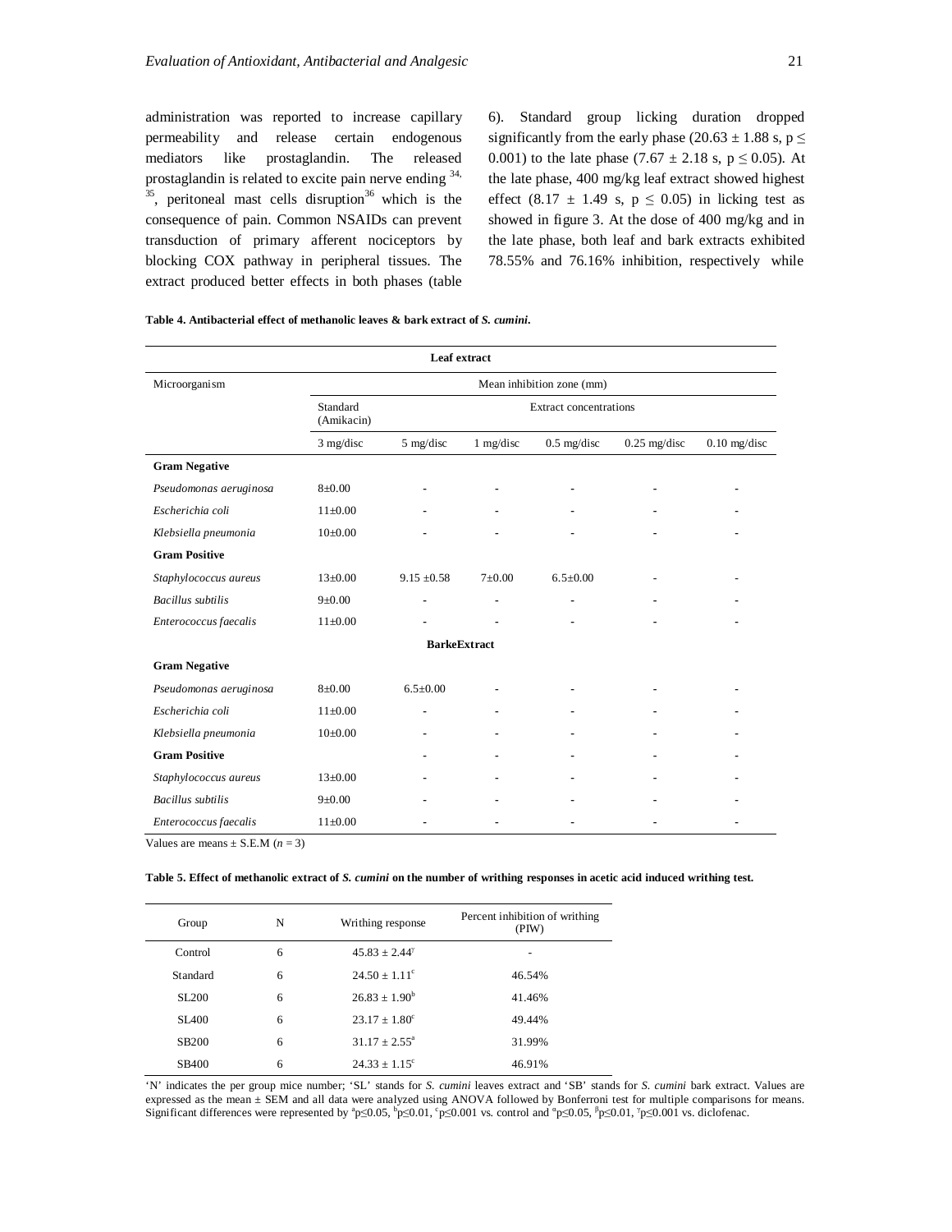administration was reported to increase capillary permeability and release certain endogenous mediators like prostaglandin. The released prostaglandin is related to excite pain nerve ending [34, 35], peritoneal mast cells disruption[36] which is the consequence of pain. Common NSAIDs can prevent transduction of primary afferent nociceptors by blocking COX pathway in peripheral tissues. The extract produced better effects in both phases (table 6). Standard group licking duration dropped significantly from the early phase (20.63 ± 1.88 s, $p \leq 0.001$) to the late phase (7.67 ± 2.18 s, $p \leq 0.05$). At the late phase, 400 mg/kg leaf extract showed highest effect (8.17 ± 1.49 s, $p \leq 0.05$) in licking test as showed in figure 3. At the dose of 400 mg/kg and in the late phase, both leaf and bark extracts exhibited 78.55% and 76.16% inhibition, respectively while

**Table 4. Antibacterial effect of methanolic leaves & bark extract of *S. cumini*.**

| **Leaf extract** | | | | | | |
|---|---|---|---|---|---|---|
| Microorganism | Mean inhibition zone (mm) | | | | | |
| | Standard (Amikacin) | Extract concentrations | | | | |
| | 3 mg/disc | 5 mg/disc | 1 mg/disc | 0.5 mg/disc | 0.25 mg/disc | 0.10 mg/disc |
| **Gram Negative** | | | | | | |
| *Pseudomonas aeruginosa* | 8±0.00 | - | - | - | - | - |
| *Escherichia coli* | 11±0.00 | - | - | - | - | - |
| *Klebsiella pneumonia* | 10±0.00 | - | - | - | - | - |
| **Gram Positive** | | | | | | |
| *Staphylococcus aureus* | 13±0.00 | 9.15 ±0.58 | 7±0.00 | 6.5±0.00 | - | - |
| *Bacillus subtilis* | 9±0.00 | - | - | - | - | - |
| *Enterococcus faecalis* | 11±0.00 | - | - | - | - | - |
| **BarkeExtract** | | | | | | |
| **Gram Negative** | | | | | | |
| *Pseudomonas aeruginosa* | 8±0.00 | 6.5±0.00 | - | - | - | - |
| *Escherichia coli* | 11±0.00 | - | - | - | - | - |
| *Klebsiella pneumonia* | 10±0.00 | - | - | - | - | - |
| **Gram Positive** | | - | - | - | - | - |
| *Staphylococcus aureus* | 13±0.00 | - | - | - | - | - |
| *Bacillus subtilis* | 9±0.00 | - | - | - | - | - |
| *Enterococcus faecalis* | 11±0.00 | - | - | - | - | - |

Values are means ± S.E.M ($n = 3$)

**Table 5. Effect of methanolic extract of *S. cumini* on the number of writhing responses in acetic acid induced writhing test.**

| Group | N | Writhing response | Percent inhibition of writhing (PIW) |
|---|---|---|---|
| Control | 6 | $45.83 \pm 2.44^{\gamma}$ | - |
| Standard | 6 | $24.50 \pm 1.11^{c}$ | 46.54% |
| SL200 | 6 | $26.83 \pm 1.90^{b}$ | 41.46% |
| SL400 | 6 | $23.17 \pm 1.80^{c}$ | 49.44% |
| SB200 | 6 | $31.17 \pm 2.55^{a}$ | 31.99% |
| SB400 | 6 | $24.33 \pm 1.15^{c}$ | 46.91% |

'N' indicates the per group mice number; 'SL' stands for *S. cumini* leaves extract and 'SB' stands for *S. cumini* bark extract. Values are expressed as the mean ± SEM and all data were analyzed using ANOVA followed by Bonferroni test for multiple comparisons for means. Significant differences were represented by $^{a}p\leq0.05$, $^{b}p\leq0.01$, $^{c}p\leq0.001$ vs. control and $^{\alpha}p\leq0.05$, $^{\beta}p\leq0.01$, $^{\gamma}p\leq0.001$ vs. diclofenac.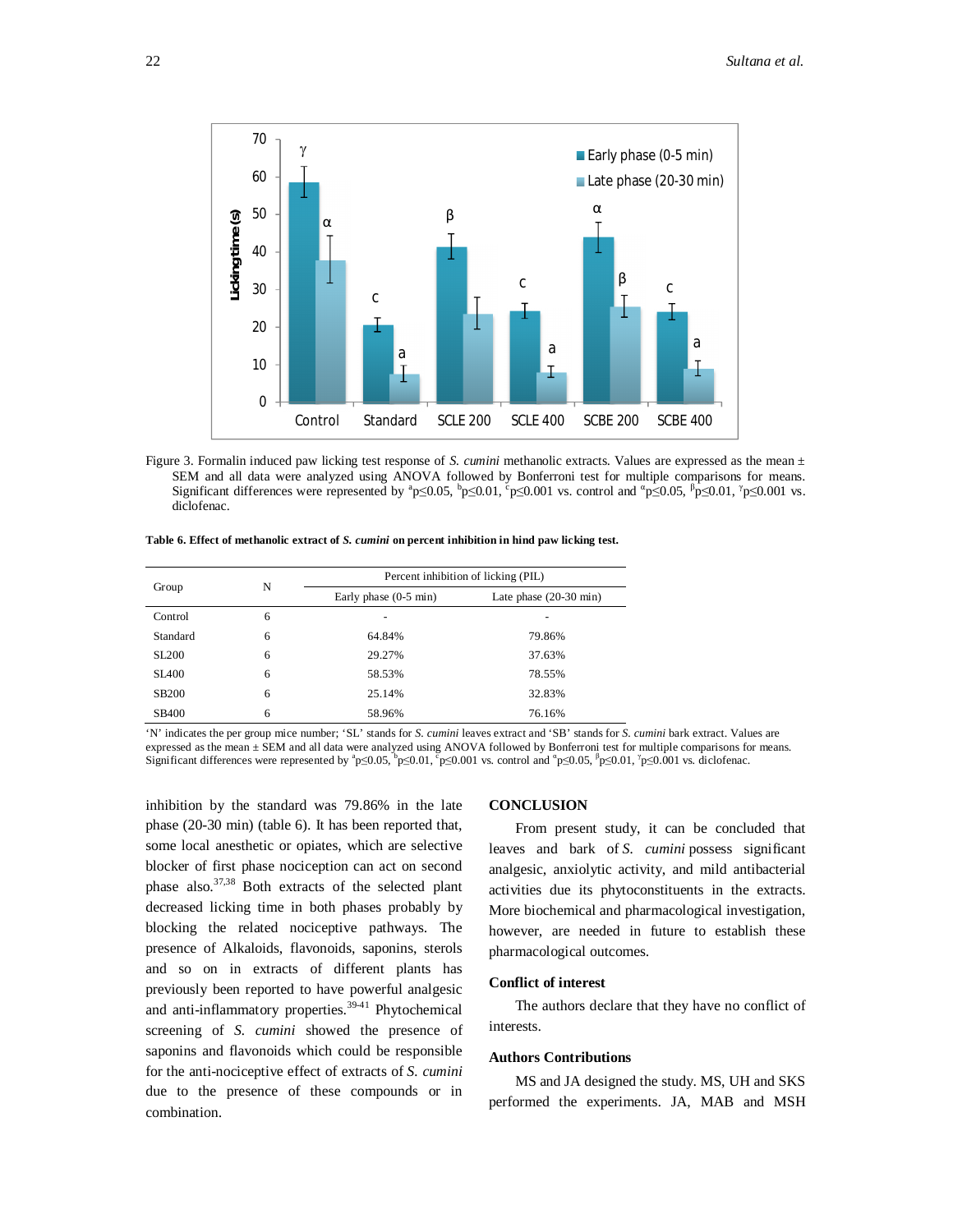Figure 3. Formalin induced paw licking test response of *S. cumini* methanolic extracts. Values are expressed as the mean ± SEM and all data were analyzed using ANOVA followed by Bonferroni test for multiple comparisons for means. Significant differences were represented by [a]p≤0.05, [b]p≤0.01, [c]p≤0.001 vs. control and [α]p≤0.05, [β]p≤0.01, [γ]p≤0.001 vs. diclofenac.

**Table 6. Effect of methanolic extract of *S. cumini* on percent inhibition in hind paw licking test.**

| Group | N | Percent inhibition of licking (PIL) | |
|---|---|---|---|
| | | Early phase (0-5 min) | Late phase (20-30 min) |
| Control | 6 | - | - |
| Standard | 6 | 64.84% | 79.86% |
| SL200 | 6 | 29.27% | 37.63% |
| SL400 | 6 | 58.53% | 78.55% |
| SB200 | 6 | 25.14% | 32.83% |
| SB400 | 6 | 58.96% | 76.16% |

'N' indicates the per group mice number; 'SL' stands for *S. cumini* leaves extract and 'SB' stands for *S. cumini* bark extract. Values are expressed as the mean ± SEM and all data were analyzed using ANOVA followed by Bonferroni test for multiple comparisons for means. Significant differences were represented by [a]p≤0.05, [b]p≤0.01, [c]p≤0.001 vs. control and [α]p≤0.05, [β]p≤0.01, [γ]p≤0.001 vs. diclofenac.

inhibition by the standard was 79.86% in the late phase (20-30 min) (table 6). It has been reported that, some local anesthetic or opiates, which are selective blocker of first phase nociception can act on second phase also.[37,38] Both extracts of the selected plant decreased licking time in both phases probably by blocking the related nociceptive pathways. The presence of Alkaloids, flavonoids, saponins, sterols and so on in extracts of different plants has previously been reported to have powerful analgesic and anti-inflammatory properties.[39-41] Phytochemical screening of *S. cumini* showed the presence of saponins and flavonoids which could be responsible for the anti-nociceptive effect of extracts of *S. cumini* due to the presence of these compounds or in combination.

## CONCLUSION

From present study, it can be concluded that leaves and bark of *S. cumini* possess significant analgesic, anxiolytic activity, and mild antibacterial activities due its phytoconstituents in the extracts. More biochemical and pharmacological investigation, however, are needed in future to establish these pharmacological outcomes.

### Conflict of interest

The authors declare that they have no conflict of interests.

### Authors Contributions

MS and JA designed the study. MS, UH and SKS performed the experiments. JA, MAB and MSH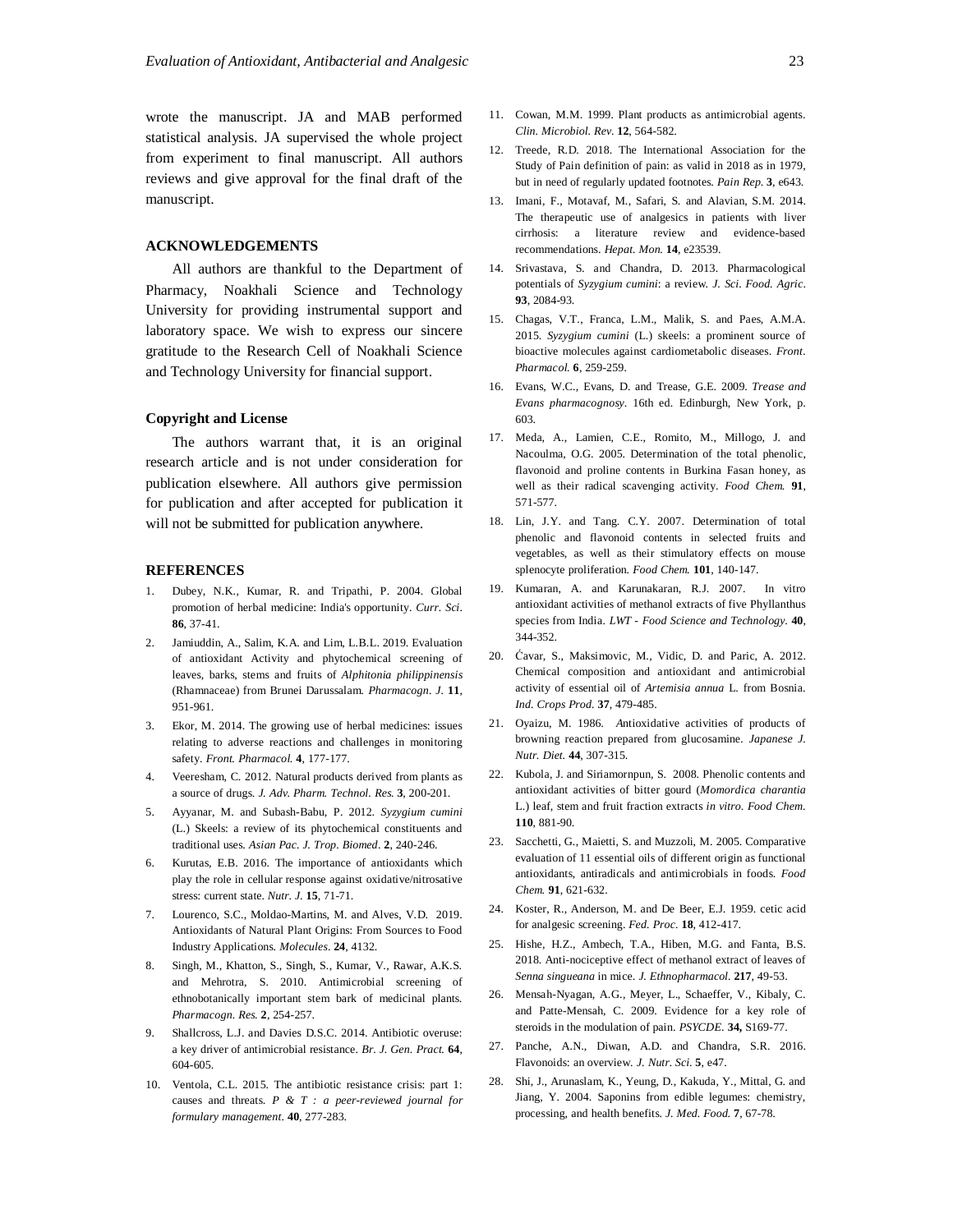wrote the manuscript. JA and MAB performed statistical analysis. JA supervised the whole project from experiment to final manuscript. All authors reviews and give approval for the final draft of the manuscript.

## ACKNOWLEDGEMENTS

All authors are thankful to the Department of Pharmacy, Noakhali Science and Technology University for providing instrumental support and laboratory space. We wish to express our sincere gratitude to the Research Cell of Noakhali Science and Technology University for financial support.

### Copyright and License

The authors warrant that, it is an original research article and is not under consideration for publication elsewhere. All authors give permission for publication and after accepted for publication it will not be submitted for publication anywhere.

## REFERENCES

1. Dubey, N.K., Kumar, R. and Tripathi, P. 2004. Global promotion of herbal medicine: India's opportunity. *Curr. Sci.* **86**, 37-41.
2. Jamiuddin, A., Salim, K.A. and Lim, L.B.L. 2019. Evaluation of antioxidant Activity and phytochemical screening of leaves, barks, stems and fruits of *Alphitonia philippinensis* (Rhamnaceae) from Brunei Darussalam. *Pharmacogn. J.* **11**, 951-961.
3. Ekor, M. 2014. The growing use of herbal medicines: issues relating to adverse reactions and challenges in monitoring safety. *Front. Pharmacol.* **4**, 177-177.
4. Veeresham, C. 2012. Natural products derived from plants as a source of drugs. *J. Adv. Pharm. Technol. Res.* **3**, 200-201.
5. Ayyanar, M. and Subash-Babu, P. 2012. *Syzygium cumini* (L.) Skeels: a review of its phytochemical constituents and traditional uses. *Asian Pac. J. Trop. Biomed*. **2**, 240-246.
6. Kurutas, E.B. 2016. The importance of antioxidants which play the role in cellular response against oxidative/nitrosative stress: current state. *Nutr. J.* **15**, 71-71.
7. Lourenco, S.C., Moldao-Martins, M. and Alves, V.D. 2019. Antioxidants of Natural Plant Origins: From Sources to Food Industry Applications. *Molecules*. **24**, 4132.
8. Singh, M., Khatton, S., Singh, S., Kumar, V., Rawar, A.K.S. and Mehrotra, S. 2010. Antimicrobial screening of ethnobotanically important stem bark of medicinal plants. *Pharmacogn. Res.* **2**, 254-257.
9. Shallcross, L.J. and Davies D.S.C. 2014. Antibiotic overuse: a key driver of antimicrobial resistance. *Br. J. Gen. Pract.* **64**, 604-605.
10. Ventola, C.L. 2015. The antibiotic resistance crisis: part 1: causes and threats. *P & T : a peer-reviewed journal for formulary management*. **40**, 277-283.
11. Cowan, M.M. 1999. Plant products as antimicrobial agents. *Clin. Microbiol. Rev.* **12**, 564-582.
12. Treede, R.D. 2018. The International Association for the Study of Pain definition of pain: as valid in 2018 as in 1979, but in need of regularly updated footnotes. *Pain Rep.* **3**, e643.
13. Imani, F., Motavaf, M., Safari, S. and Alavian, S.M. 2014. The therapeutic use of analgesics in patients with liver cirrhosis: a literature review and evidence-based recommendations. *Hepat. Mon.* **14**, e23539.
14. Srivastava, S. and Chandra, D. 2013. Pharmacological potentials of *Syzygium cumini*: a review. *J. Sci. Food. Agric.* **93**, 2084-93.
15. Chagas, V.T., Franca, L.M., Malik, S. and Paes, A.M.A. 2015. *Syzygium cumini* (L.) skeels: a prominent source of bioactive molecules against cardiometabolic diseases. *Front. Pharmacol.* **6**, 259-259.
16. Evans, W.C., Evans, D. and Trease, G.E. 2009. *Trease and Evans pharmacognosy*. 16th ed. Edinburgh, New York, p. 603.
17. Meda, A., Lamien, C.E., Romito, M., Millogo, J. and Nacoulma, O.G. 2005. Determination of the total phenolic, flavonoid and proline contents in Burkina Fasan honey, as well as their radical scavenging activity. *Food Chem.* **91**, 571-577.
18. Lin, J.Y. and Tang. C.Y. 2007. Determination of total phenolic and flavonoid contents in selected fruits and vegetables, as well as their stimulatory effects on mouse splenocyte proliferation. *Food Chem.* **101**, 140-147.
19. Kumaran, A. and Karunakaran, R.J. 2007. In vitro antioxidant activities of methanol extracts of five Phyllanthus species from India. *LWT - Food Science and Technology.* **40**, 344-352.
20. Ćavar, S., Maksimovic, M., Vidic, D. and Paric, A. 2012. Chemical composition and antioxidant and antimicrobial activity of essential oil of *Artemisia annua* L. from Bosnia. *Ind. Crops Prod.* **37**, 479-485.
21. Oyaizu, M. 1986. Antioxidative activities of products of browning reaction prepared from glucosamine. *Japanese J. Nutr. Diet.* **44**, 307-315.
22. Kubola, J. and Siriamornpun, S. 2008. Phenolic contents and antioxidant activities of bitter gourd (*Momordica charantia* L.) leaf, stem and fruit fraction extracts *in vitro*. *Food Chem.* **110**, 881-90.
23. Sacchetti, G., Maietti, S. and Muzzoli, M. 2005. Comparative evaluation of 11 essential oils of different origin as functional antioxidants, antiradicals and antimicrobials in foods. *Food Chem.* **91**, 621-632.
24. Koster, R., Anderson, M. and De Beer, E.J. 1959. cetic acid for analgesic screening. *Fed. Proc.* **18**, 412-417.
25. Hishe, H.Z., Ambech, T.A., Hiben, M.G. and Fanta, B.S. 2018. Anti-nociceptive effect of methanol extract of leaves of *Senna singueana* in mice. *J. Ethnopharmacol.* **217**, 49-53.
26. Mensah-Nyagan, A.G., Meyer, L., Schaeffer, V., Kibaly, C. and Patte-Mensah, C. 2009. Evidence for a key role of steroids in the modulation of pain. *PSYCDE*. **34,** S169-77.
27. Panche, A.N., Diwan, A.D. and Chandra, S.R. 2016. Flavonoids: an overview. *J. Nutr. Sci.* **5**, e47.
28. Shi, J., Arunaslam, K., Yeung, D., Kakuda, Y., Mittal, G. and Jiang, Y. 2004. Saponins from edible legumes: chemistry, processing, and health benefits. *J. Med. Food.* **7**, 67-78.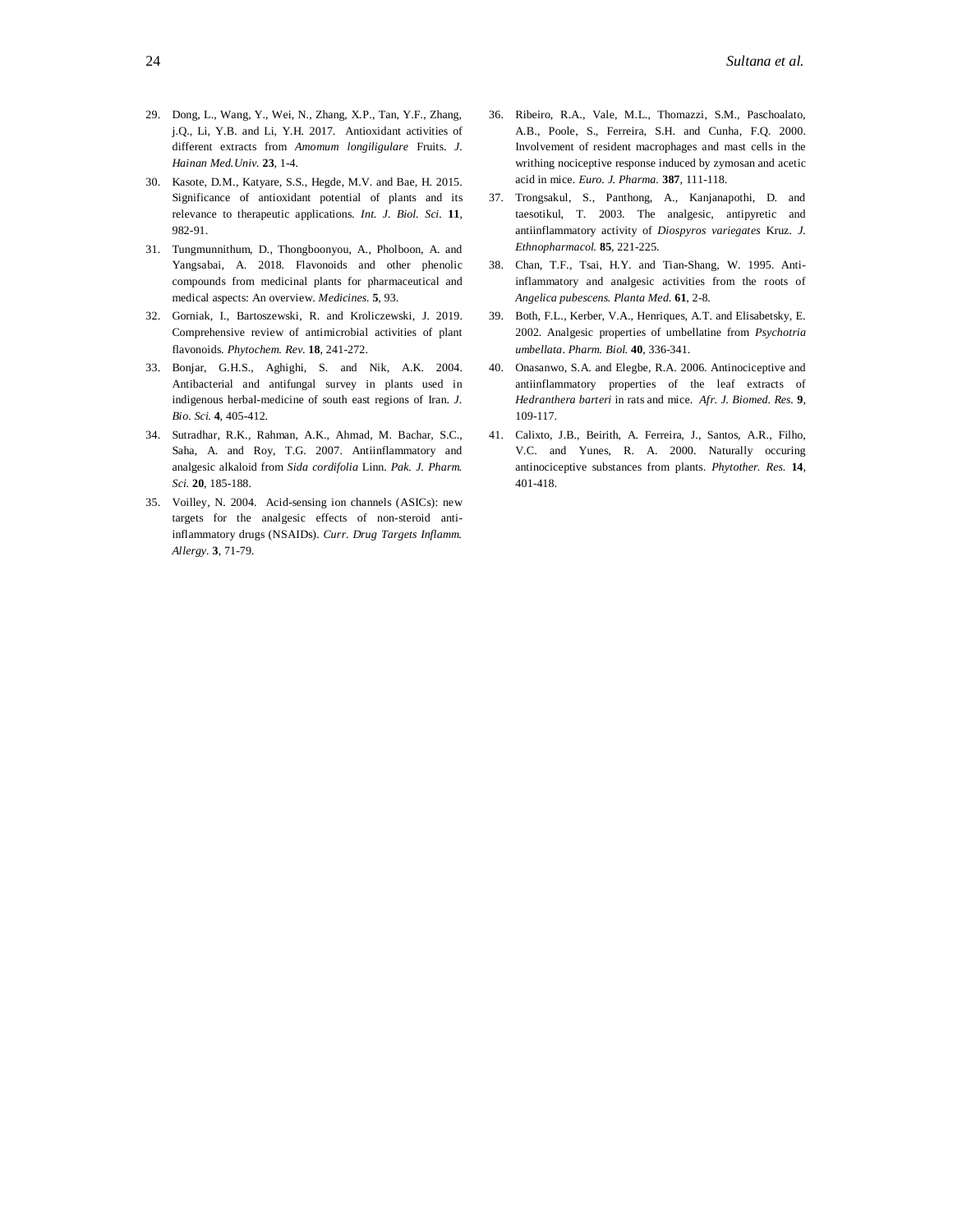29. Dong, L., Wang, Y., Wei, N., Zhang, X.P., Tan, Y.F., Zhang, j.Q., Li, Y.B. and Li, Y.H. 2017. Antioxidant activities of different extracts from *Amomum longiligulare* Fruits. *J. Hainan Med.Univ.* **23**, 1-4.

30. Kasote, D.M., Katyare, S.S., Hegde, M.V. and Bae, H. 2015. Significance of antioxidant potential of plants and its relevance to therapeutic applications. *Int. J. Biol. Sci.* **11**, 982-91.

31. Tungmunnithum, D., Thongboonyou, A., Pholboon, A. and Yangsabai, A. 2018. Flavonoids and other phenolic compounds from medicinal plants for pharmaceutical and medical aspects: An overview. *Medicines.* **5**, 93.

32. Gorniak, I., Bartoszewski, R. and Kroliczewski, J. 2019. Comprehensive review of antimicrobial activities of plant flavonoids. *Phytochem. Rev.* **18**, 241-272.

33. Bonjar, G.H.S., Aghighi, S. and Nik, A.K. 2004. Antibacterial and antifungal survey in plants used in indigenous herbal-medicine of south east regions of Iran. *J. Bio. Sci.* **4**, 405-412.

34. Sutradhar, R.K., Rahman, A.K., Ahmad, M. Bachar, S.C., Saha, A. and Roy, T.G. 2007. Antiinflammatory and analgesic alkaloid from *Sida cordifolia* Linn. *Pak. J. Pharm. Sci.* **20**, 185-188.

35. Voilley, N. 2004. Acid-sensing ion channels (ASICs): new targets for the analgesic effects of non-steroid anti-inflammatory drugs (NSAIDs). *Curr. Drug Targets Inflamm. Allergy.* **3**, 71-79.

36. Ribeiro, R.A., Vale, M.L., Thomazzi, S.M., Paschoalato, A.B., Poole, S., Ferreira, S.H. and Cunha, F.Q. 2000. Involvement of resident macrophages and mast cells in the writhing nociceptive response induced by zymosan and acetic acid in mice. *Euro. J. Pharma.* **387**, 111-118.

37. Trongsakul, S., Panthong, A., Kanjanapothi, D. and taesotikul, T. 2003. The analgesic, antipyretic and antiinflammatory activity of *Diospyros variegates* Kruz. *J. Ethnopharmacol.* **85**, 221-225.

38. Chan, T.F., Tsai, H.Y. and Tian-Shang, W. 1995. Anti-inflammatory and analgesic activities from the roots of *Angelica pubescens. Planta Med.* **61**, 2-8.

39. Both, F.L., Kerber, V.A., Henriques, A.T. and Elisabetsky, E. 2002. Analgesic properties of umbellatine from *Psychotria umbellata*. *Pharm. Biol.* **40**, 336-341.

40. Onasanwo, S.A. and Elegbe, R.A. 2006. Antinociceptive and antiinflammatory properties of the leaf extracts of *Hedranthera barteri* in rats and mice. *Afr. J. Biomed. Res.* **9**, 109-117.

41. Calixto, J.B., Beirith, A. Ferreira, J., Santos, A.R., Filho, V.C. and Yunes, R. A. 2000. Naturally occuring antinociceptive substances from plants. *Phytother. Res.* **14**, 401-418.